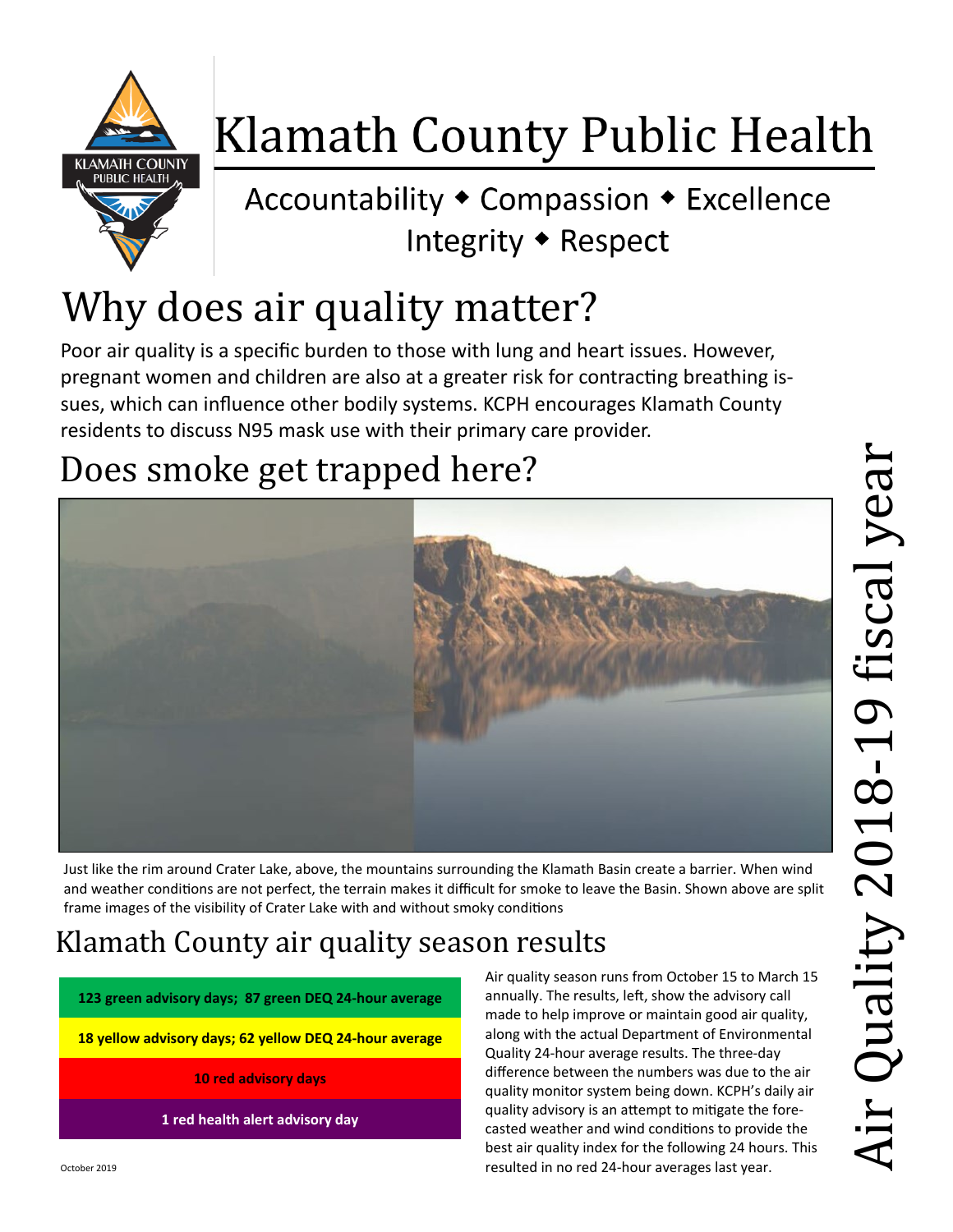# Klamath County Public Health

Accountability ◆ Compassion ◆ Excellence
Integrity ◆ Respect

Air Quality 2018-19 fiscal year

## Why does air quality matter?

Poor air quality is a specific burden to those with lung and heart issues. However, pregnant women and children are also at a greater risk for contracting breathing issues, which can influence other bodily systems. KCPH encourages Klamath County residents to discuss N95 mask use with their primary care provider.

## Does smoke get trapped here?

Just like the rim around Crater Lake, above, the mountains surrounding the Klamath Basin create a barrier. When wind and weather conditions are not perfect, the terrain makes it difficult for smoke to leave the Basin. Shown above are split frame images of the visibility of Crater Lake with and without smoky conditions

## Klamath County air quality season results

| |
|---|
| **123 green advisory days; 87 green DEQ 24-hour average** |
| **18 yellow advisory days; 62 yellow DEQ 24-hour average** |
| **10 red advisory days** |
| **1 red health alert advisory day** |

Air quality season runs from October 15 to March 15 annually. The results, left, show the advisory call made to help improve or maintain good air quality, along with the actual Department of Environmental Quality 24-hour average results. The three-day difference between the numbers was due to the air quality monitor system being down. KCPH's daily air quality advisory is an attempt to mitigate the forecasted weather and wind conditions to provide the best air quality index for the following 24 hours. This resulted in no red 24-hour averages last year.

October 2019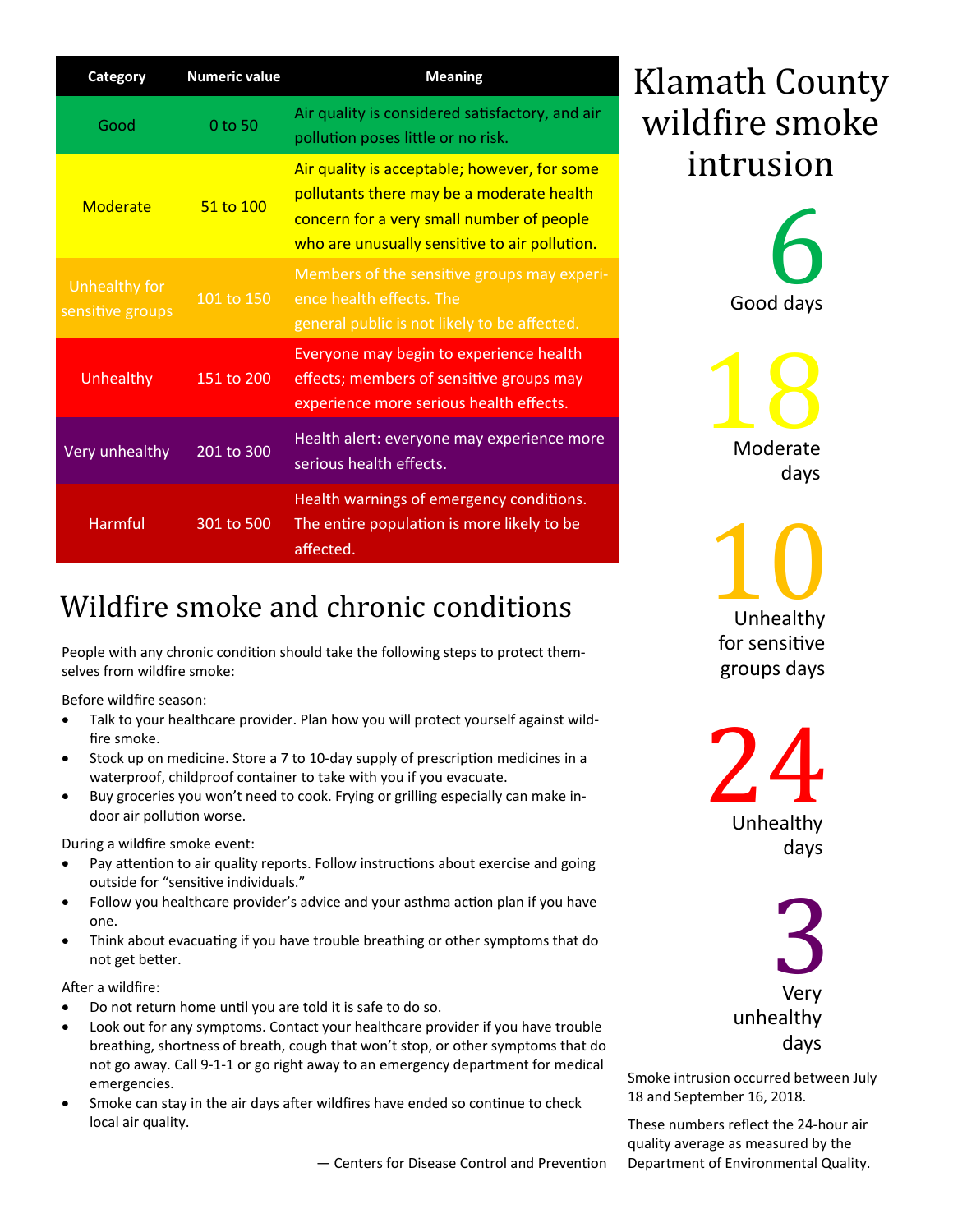| Category | Numeric value | Meaning |
|---|---|---|
| Good | 0 to 50 | Air quality is considered satisfactory, and air pollution poses little or no risk. |
| Moderate | 51 to 100 | Air quality is acceptable; however, for some pollutants there may be a moderate health concern for a very small number of people who are unusually sensitive to air pollution. |
| Unhealthy for sensitive groups | 101 to 150 | Members of the sensitive groups may experience health effects. The general public is not likely to be affected. |
| Unhealthy | 151 to 200 | Everyone may begin to experience health effects; members of sensitive groups may experience more serious health effects. |
| Very unhealthy | 201 to 300 | Health alert: everyone may experience more serious health effects. |
| Harmful | 301 to 500 | Health warnings of emergency conditions. The entire population is more likely to be affected. |

# Wildfire smoke and chronic conditions

People with any chronic condition should take the following steps to protect themselves from wildfire smoke:

Before wildfire season:

- Talk to your healthcare provider. Plan how you will protect yourself against wildfire smoke.
- Stock up on medicine. Store a 7 to 10-day supply of prescription medicines in a waterproof, childproof container to take with you if you evacuate.
- Buy groceries you won't need to cook. Frying or grilling especially can make indoor air pollution worse.

During a wildfire smoke event:

- Pay attention to air quality reports. Follow instructions about exercise and going outside for "sensitive individuals."
- Follow you healthcare provider's advice and your asthma action plan if you have one.
- Think about evacuating if you have trouble breathing or other symptoms that do not get better.

After a wildfire:

- Do not return home until you are told it is safe to do so.
- Look out for any symptoms. Contact your healthcare provider if you have trouble breathing, shortness of breath, cough that won't stop, or other symptoms that do not go away. Call 9-1-1 or go right away to an emergency department for medical emergencies.
- Smoke can stay in the air days after wildfires have ended so continue to check local air quality.

— Centers for Disease Control and Prevention

# Klamath County wildfire smoke intrusion

**6**
Good days

**18**
Moderate days

**10**
Unhealthy for sensitive groups days

**24**
Unhealthy days

**3**
Very unhealthy days

Smoke intrusion occurred between July 18 and September 16, 2018.

These numbers reflect the 24-hour air quality average as measured by the Department of Environmental Quality.